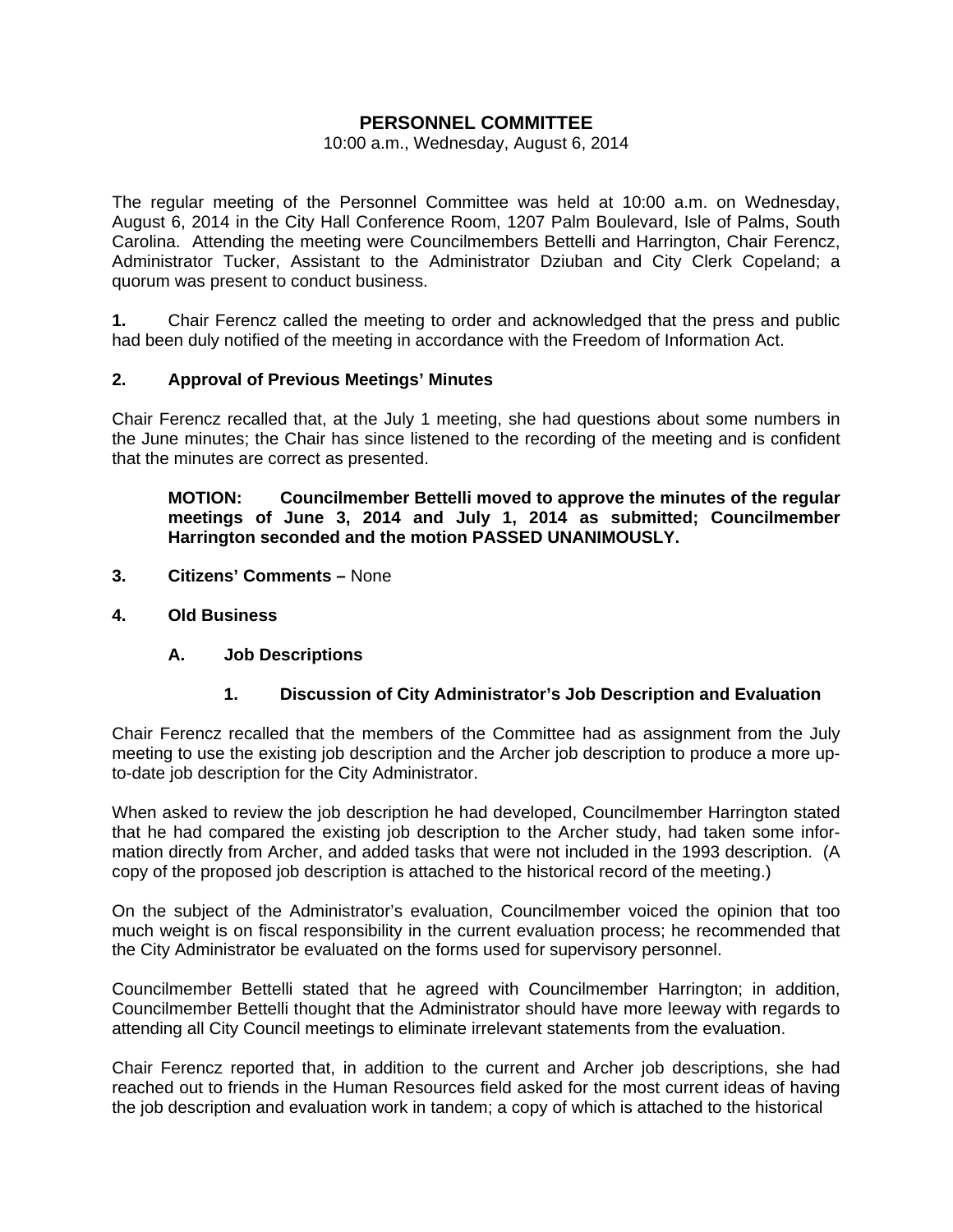# PERSONNEL COMMITTEE

10:00 a.m., Wednesday, August 6, 2014

The regular meeting of the Personnel Committee was held at 10:00 a.m. on Wednesday, August 6, 2014 in the City Hall Conference Room, 1207 Palm Boulevard, Isle of Palms, South Carolina. Attending the meeting were Councilmembers Bettelli and Harrington, Chair Ferencz, Administrator Tucker, Assistant to the Administrator Dziuban and City Clerk Copeland; a quorum was present to conduct business.

**1.** Chair Ferencz called the meeting to order and acknowledged that the press and public had been duly notified of the meeting in accordance with the Freedom of Information Act.

## 2. Approval of Previous Meetings' Minutes

Chair Ferencz recalled that, at the July 1 meeting, she had questions about some numbers in the June minutes; the Chair has since listened to the recording of the meeting and is confident that the minutes are correct as presented.

> **MOTION: Councilmember Bettelli moved to approve the minutes of the regular meetings of June 3, 2014 and July 1, 2014 as submitted; Councilmember Harrington seconded and the motion PASSED UNANIMOUSLY.**

**3. Citizens' Comments –** None

## 4. Old Business

### A. Job Descriptions

#### 1. Discussion of City Administrator's Job Description and Evaluation

Chair Ferencz recalled that the members of the Committee had as assignment from the July meeting to use the existing job description and the Archer job description to produce a more up-to-date job description for the City Administrator.

When asked to review the job description he had developed, Councilmember Harrington stated that he had compared the existing job description to the Archer study, had taken some information directly from Archer, and added tasks that were not included in the 1993 description. (A copy of the proposed job description is attached to the historical record of the meeting.)

On the subject of the Administrator's evaluation, Councilmember voiced the opinion that too much weight is on fiscal responsibility in the current evaluation process; he recommended that the City Administrator be evaluated on the forms used for supervisory personnel.

Councilmember Bettelli stated that he agreed with Councilmember Harrington; in addition, Councilmember Bettelli thought that the Administrator should have more leeway with regards to attending all City Council meetings to eliminate irrelevant statements from the evaluation.

Chair Ferencz reported that, in addition to the current and Archer job descriptions, she had reached out to friends in the Human Resources field asked for the most current ideas of having the job description and evaluation work in tandem; a copy of which is attached to the historical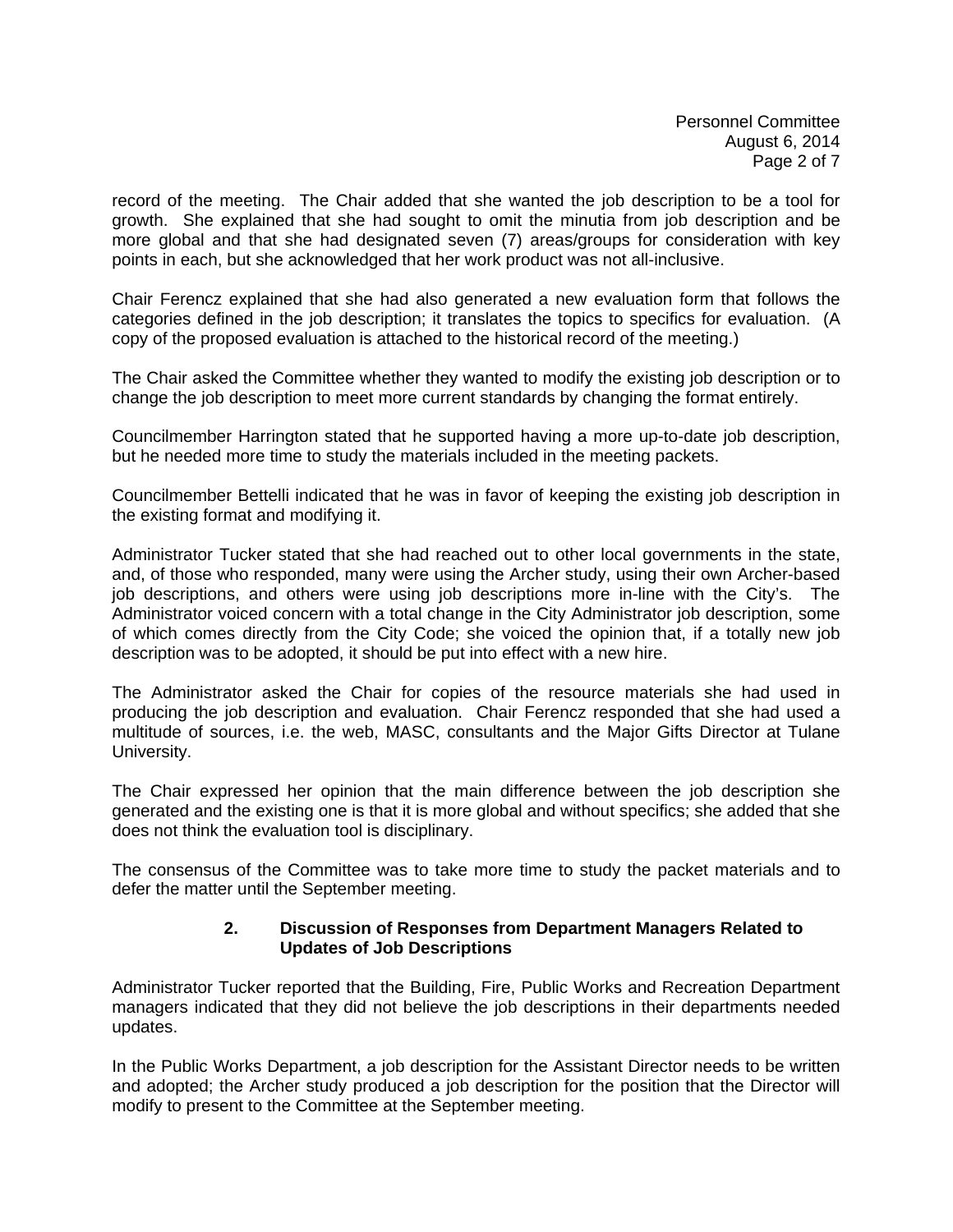record of the meeting. The Chair added that she wanted the job description to be a tool for growth. She explained that she had sought to omit the minutia from job description and be more global and that she had designated seven (7) areas/groups for consideration with key points in each, but she acknowledged that her work product was not all-inclusive.

Chair Ferencz explained that she had also generated a new evaluation form that follows the categories defined in the job description; it translates the topics to specifics for evaluation. (A copy of the proposed evaluation is attached to the historical record of the meeting.)

The Chair asked the Committee whether they wanted to modify the existing job description or to change the job description to meet more current standards by changing the format entirely.

Councilmember Harrington stated that he supported having a more up-to-date job description, but he needed more time to study the materials included in the meeting packets.

Councilmember Bettelli indicated that he was in favor of keeping the existing job description in the existing format and modifying it.

Administrator Tucker stated that she had reached out to other local governments in the state, and, of those who responded, many were using the Archer study, using their own Archer-based job descriptions, and others were using job descriptions more in-line with the City's. The Administrator voiced concern with a total change in the City Administrator job description, some of which comes directly from the City Code; she voiced the opinion that, if a totally new job description was to be adopted, it should be put into effect with a new hire.

The Administrator asked the Chair for copies of the resource materials she had used in producing the job description and evaluation. Chair Ferencz responded that she had used a multitude of sources, i.e. the web, MASC, consultants and the Major Gifts Director at Tulane University.

The Chair expressed her opinion that the main difference between the job description she generated and the existing one is that it is more global and without specifics; she added that she does not think the evaluation tool is disciplinary.

The consensus of the Committee was to take more time to study the packet materials and to defer the matter until the September meeting.

### 2. Discussion of Responses from Department Managers Related to Updates of Job Descriptions

Administrator Tucker reported that the Building, Fire, Public Works and Recreation Department managers indicated that they did not believe the job descriptions in their departments needed updates.

In the Public Works Department, a job description for the Assistant Director needs to be written and adopted; the Archer study produced a job description for the position that the Director will modify to present to the Committee at the September meeting.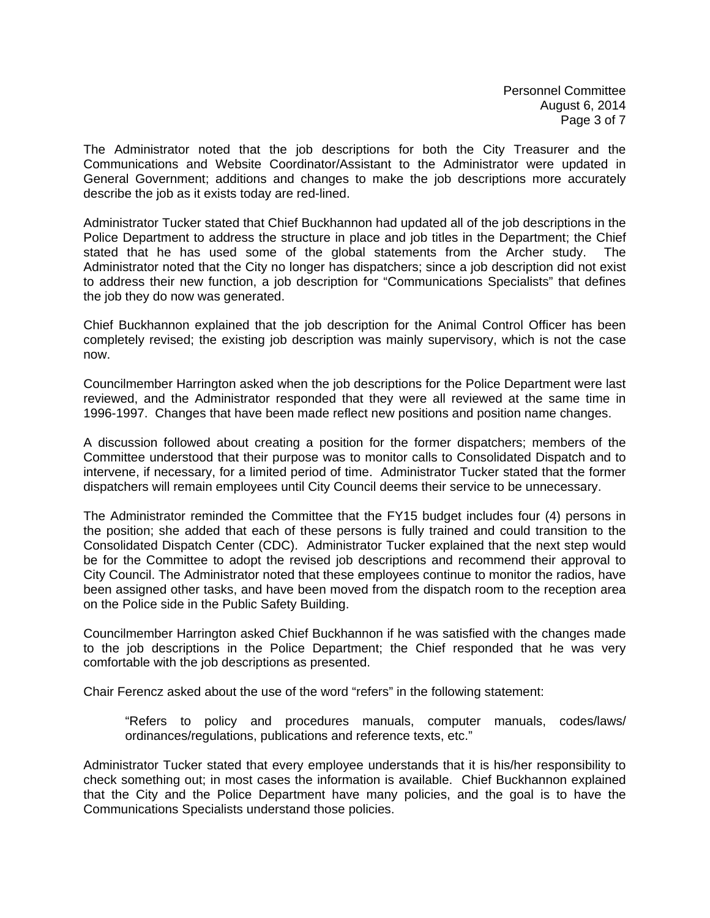The Administrator noted that the job descriptions for both the City Treasurer and the Communications and Website Coordinator/Assistant to the Administrator were updated in General Government; additions and changes to make the job descriptions more accurately describe the job as it exists today are red-lined.

Administrator Tucker stated that Chief Buckhannon had updated all of the job descriptions in the Police Department to address the structure in place and job titles in the Department; the Chief stated that he has used some of the global statements from the Archer study. The Administrator noted that the City no longer has dispatchers; since a job description did not exist to address their new function, a job description for "Communications Specialists" that defines the job they do now was generated.

Chief Buckhannon explained that the job description for the Animal Control Officer has been completely revised; the existing job description was mainly supervisory, which is not the case now.

Councilmember Harrington asked when the job descriptions for the Police Department were last reviewed, and the Administrator responded that they were all reviewed at the same time in 1996-1997. Changes that have been made reflect new positions and position name changes.

A discussion followed about creating a position for the former dispatchers; members of the Committee understood that their purpose was to monitor calls to Consolidated Dispatch and to intervene, if necessary, for a limited period of time. Administrator Tucker stated that the former dispatchers will remain employees until City Council deems their service to be unnecessary.

The Administrator reminded the Committee that the FY15 budget includes four (4) persons in the position; she added that each of these persons is fully trained and could transition to the Consolidated Dispatch Center (CDC). Administrator Tucker explained that the next step would be for the Committee to adopt the revised job descriptions and recommend their approval to City Council. The Administrator noted that these employees continue to monitor the radios, have been assigned other tasks, and have been moved from the dispatch room to the reception area on the Police side in the Public Safety Building.

Councilmember Harrington asked Chief Buckhannon if he was satisfied with the changes made to the job descriptions in the Police Department; the Chief responded that he was very comfortable with the job descriptions as presented.

Chair Ferencz asked about the use of the word "refers" in the following statement:

> "Refers to policy and procedures manuals, computer manuals, codes/laws/ ordinances/regulations, publications and reference texts, etc."

Administrator Tucker stated that every employee understands that it is his/her responsibility to check something out; in most cases the information is available. Chief Buckhannon explained that the City and the Police Department have many policies, and the goal is to have the Communications Specialists understand those policies.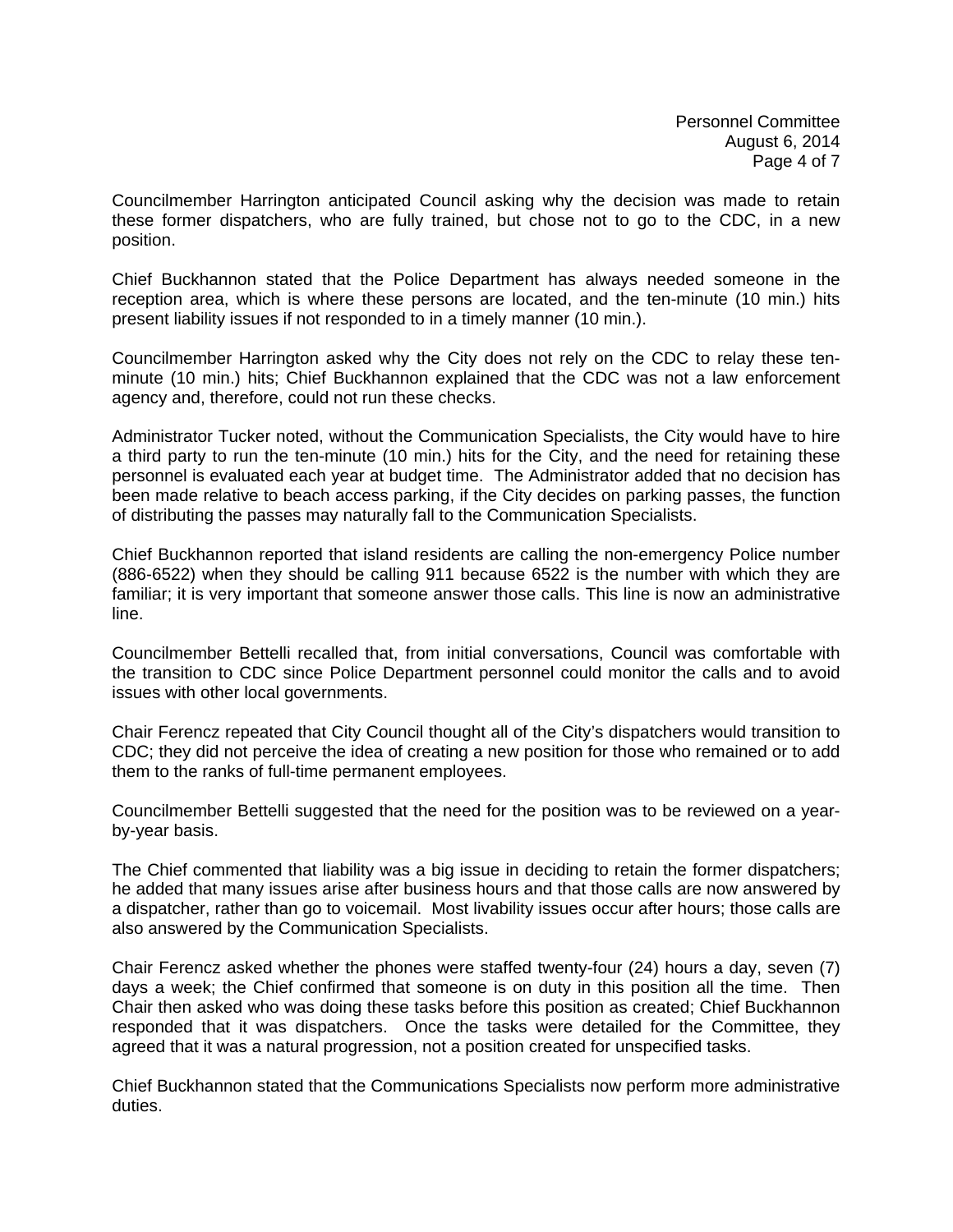Councilmember Harrington anticipated Council asking why the decision was made to retain these former dispatchers, who are fully trained, but chose not to go to the CDC, in a new position.

Chief Buckhannon stated that the Police Department has always needed someone in the reception area, which is where these persons are located, and the ten-minute (10 min.) hits present liability issues if not responded to in a timely manner (10 min.).

Councilmember Harrington asked why the City does not rely on the CDC to relay these ten-minute (10 min.) hits; Chief Buckhannon explained that the CDC was not a law enforcement agency and, therefore, could not run these checks.

Administrator Tucker noted, without the Communication Specialists, the City would have to hire a third party to run the ten-minute (10 min.) hits for the City, and the need for retaining these personnel is evaluated each year at budget time. The Administrator added that no decision has been made relative to beach access parking, if the City decides on parking passes, the function of distributing the passes may naturally fall to the Communication Specialists.

Chief Buckhannon reported that island residents are calling the non-emergency Police number (886-6522) when they should be calling 911 because 6522 is the number with which they are familiar; it is very important that someone answer those calls. This line is now an administrative line.

Councilmember Bettelli recalled that, from initial conversations, Council was comfortable with the transition to CDC since Police Department personnel could monitor the calls and to avoid issues with other local governments.

Chair Ferencz repeated that City Council thought all of the City's dispatchers would transition to CDC; they did not perceive the idea of creating a new position for those who remained or to add them to the ranks of full-time permanent employees.

Councilmember Bettelli suggested that the need for the position was to be reviewed on a year-by-year basis.

The Chief commented that liability was a big issue in deciding to retain the former dispatchers; he added that many issues arise after business hours and that those calls are now answered by a dispatcher, rather than go to voicemail. Most livability issues occur after hours; those calls are also answered by the Communication Specialists.

Chair Ferencz asked whether the phones were staffed twenty-four (24) hours a day, seven (7) days a week; the Chief confirmed that someone is on duty in this position all the time. Then Chair then asked who was doing these tasks before this position as created; Chief Buckhannon responded that it was dispatchers. Once the tasks were detailed for the Committee, they agreed that it was a natural progression, not a position created for unspecified tasks.

Chief Buckhannon stated that the Communications Specialists now perform more administrative duties.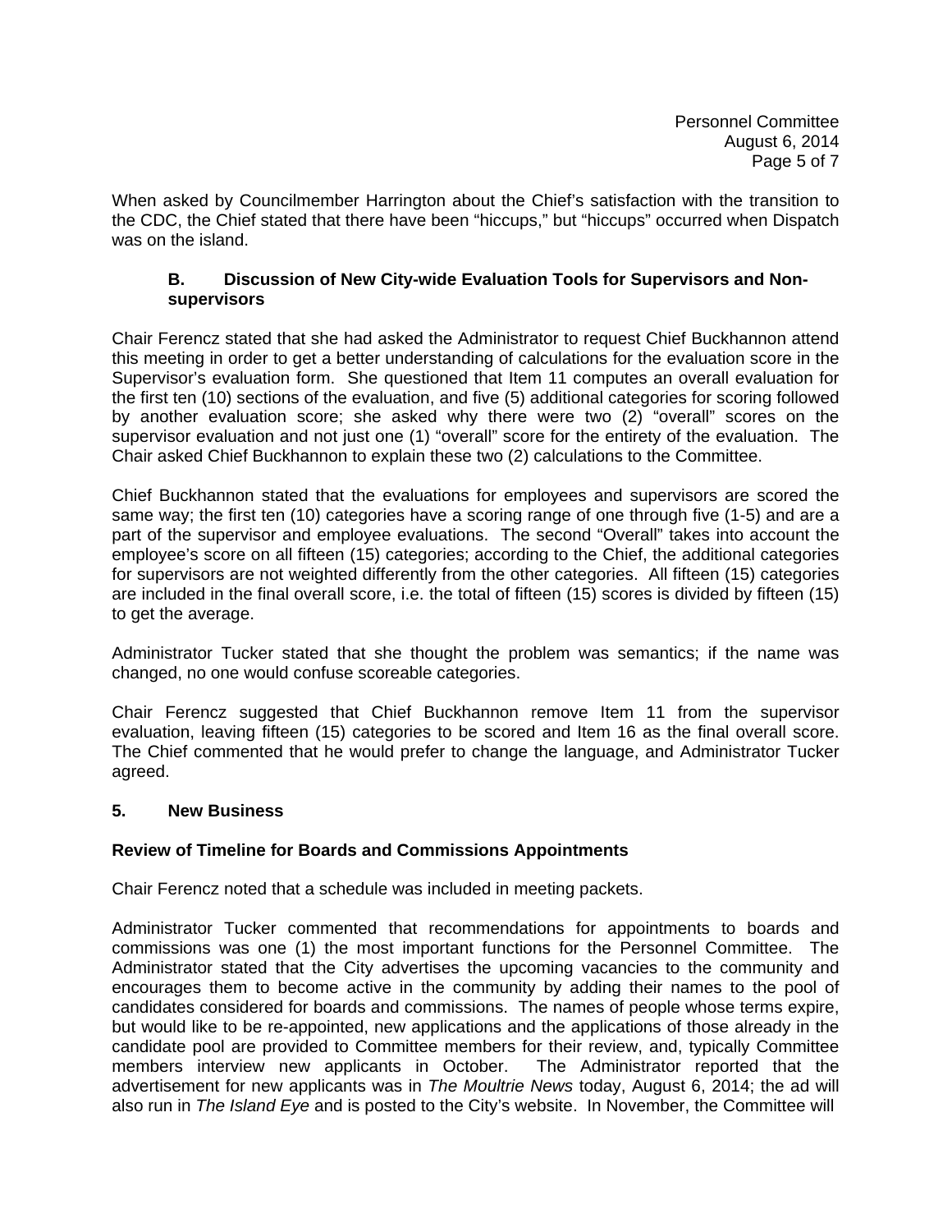When asked by Councilmember Harrington about the Chief's satisfaction with the transition to the CDC, the Chief stated that there have been "hiccups," but "hiccups" occurred when Dispatch was on the island.

### B. Discussion of New City-wide Evaluation Tools for Supervisors and Non-supervisors

Chair Ferencz stated that she had asked the Administrator to request Chief Buckhannon attend this meeting in order to get a better understanding of calculations for the evaluation score in the Supervisor's evaluation form. She questioned that Item 11 computes an overall evaluation for the first ten (10) sections of the evaluation, and five (5) additional categories for scoring followed by another evaluation score; she asked why there were two (2) "overall" scores on the supervisor evaluation and not just one (1) "overall" score for the entirety of the evaluation. The Chair asked Chief Buckhannon to explain these two (2) calculations to the Committee.

Chief Buckhannon stated that the evaluations for employees and supervisors are scored the same way; the first ten (10) categories have a scoring range of one through five (1-5) and are a part of the supervisor and employee evaluations. The second "Overall" takes into account the employee's score on all fifteen (15) categories; according to the Chief, the additional categories for supervisors are not weighted differently from the other categories. All fifteen (15) categories are included in the final overall score, i.e. the total of fifteen (15) scores is divided by fifteen (15) to get the average.

Administrator Tucker stated that she thought the problem was semantics; if the name was changed, no one would confuse scoreable categories.

Chair Ferencz suggested that Chief Buckhannon remove Item 11 from the supervisor evaluation, leaving fifteen (15) categories to be scored and Item 16 as the final overall score. The Chief commented that he would prefer to change the language, and Administrator Tucker agreed.

## 5. New Business

**Review of Timeline for Boards and Commissions Appointments**

Chair Ferencz noted that a schedule was included in meeting packets.

Administrator Tucker commented that recommendations for appointments to boards and commissions was one (1) the most important functions for the Personnel Committee. The Administrator stated that the City advertises the upcoming vacancies to the community and encourages them to become active in the community by adding their names to the pool of candidates considered for boards and commissions. The names of people whose terms expire, but would like to be re-appointed, new applications and the applications of those already in the candidate pool are provided to Committee members for their review, and, typically Committee members interview new applicants in October. The Administrator reported that the advertisement for new applicants was in *The Moultrie News* today, August 6, 2014; the ad will also run in *The Island Eye* and is posted to the City's website. In November, the Committee will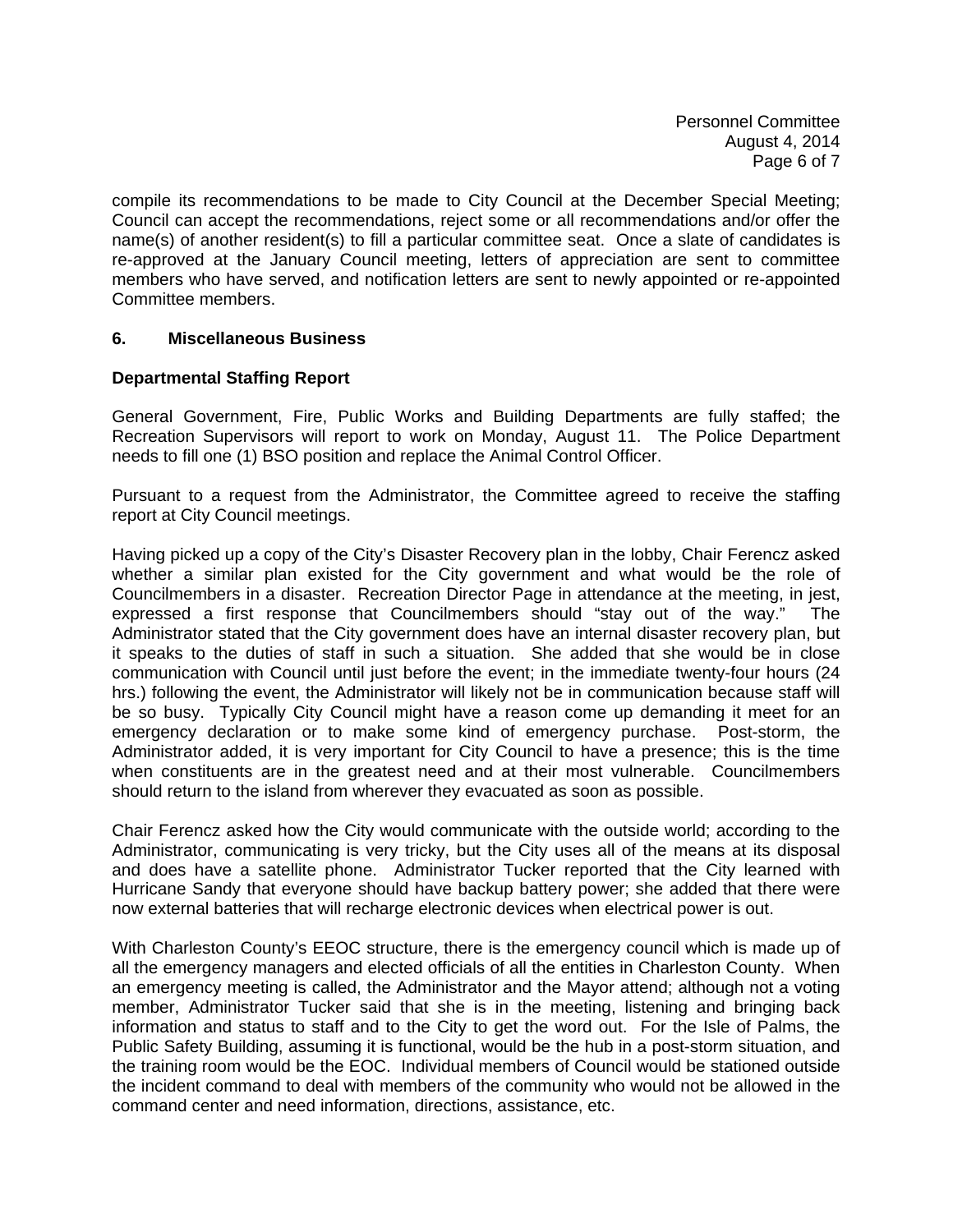compile its recommendations to be made to City Council at the December Special Meeting; Council can accept the recommendations, reject some or all recommendations and/or offer the name(s) of another resident(s) to fill a particular committee seat. Once a slate of candidates is re-approved at the January Council meeting, letters of appreciation are sent to committee members who have served, and notification letters are sent to newly appointed or re-appointed Committee members.

## 6. Miscellaneous Business

**Departmental Staffing Report**

General Government, Fire, Public Works and Building Departments are fully staffed; the Recreation Supervisors will report to work on Monday, August 11. The Police Department needs to fill one (1) BSO position and replace the Animal Control Officer.

Pursuant to a request from the Administrator, the Committee agreed to receive the staffing report at City Council meetings.

Having picked up a copy of the City's Disaster Recovery plan in the lobby, Chair Ferencz asked whether a similar plan existed for the City government and what would be the role of Councilmembers in a disaster. Recreation Director Page in attendance at the meeting, in jest, expressed a first response that Councilmembers should "stay out of the way." The Administrator stated that the City government does have an internal disaster recovery plan, but it speaks to the duties of staff in such a situation. She added that she would be in close communication with Council until just before the event; in the immediate twenty-four hours (24 hrs.) following the event, the Administrator will likely not be in communication because staff will be so busy. Typically City Council might have a reason come up demanding it meet for an emergency declaration or to make some kind of emergency purchase. Post-storm, the Administrator added, it is very important for City Council to have a presence; this is the time when constituents are in the greatest need and at their most vulnerable. Councilmembers should return to the island from wherever they evacuated as soon as possible.

Chair Ferencz asked how the City would communicate with the outside world; according to the Administrator, communicating is very tricky, but the City uses all of the means at its disposal and does have a satellite phone. Administrator Tucker reported that the City learned with Hurricane Sandy that everyone should have backup battery power; she added that there were now external batteries that will recharge electronic devices when electrical power is out.

With Charleston County's EEOC structure, there is the emergency council which is made up of all the emergency managers and elected officials of all the entities in Charleston County. When an emergency meeting is called, the Administrator and the Mayor attend; although not a voting member, Administrator Tucker said that she is in the meeting, listening and bringing back information and status to staff and to the City to get the word out. For the Isle of Palms, the Public Safety Building, assuming it is functional, would be the hub in a post-storm situation, and the training room would be the EOC. Individual members of Council would be stationed outside the incident command to deal with members of the community who would not be allowed in the command center and need information, directions, assistance, etc.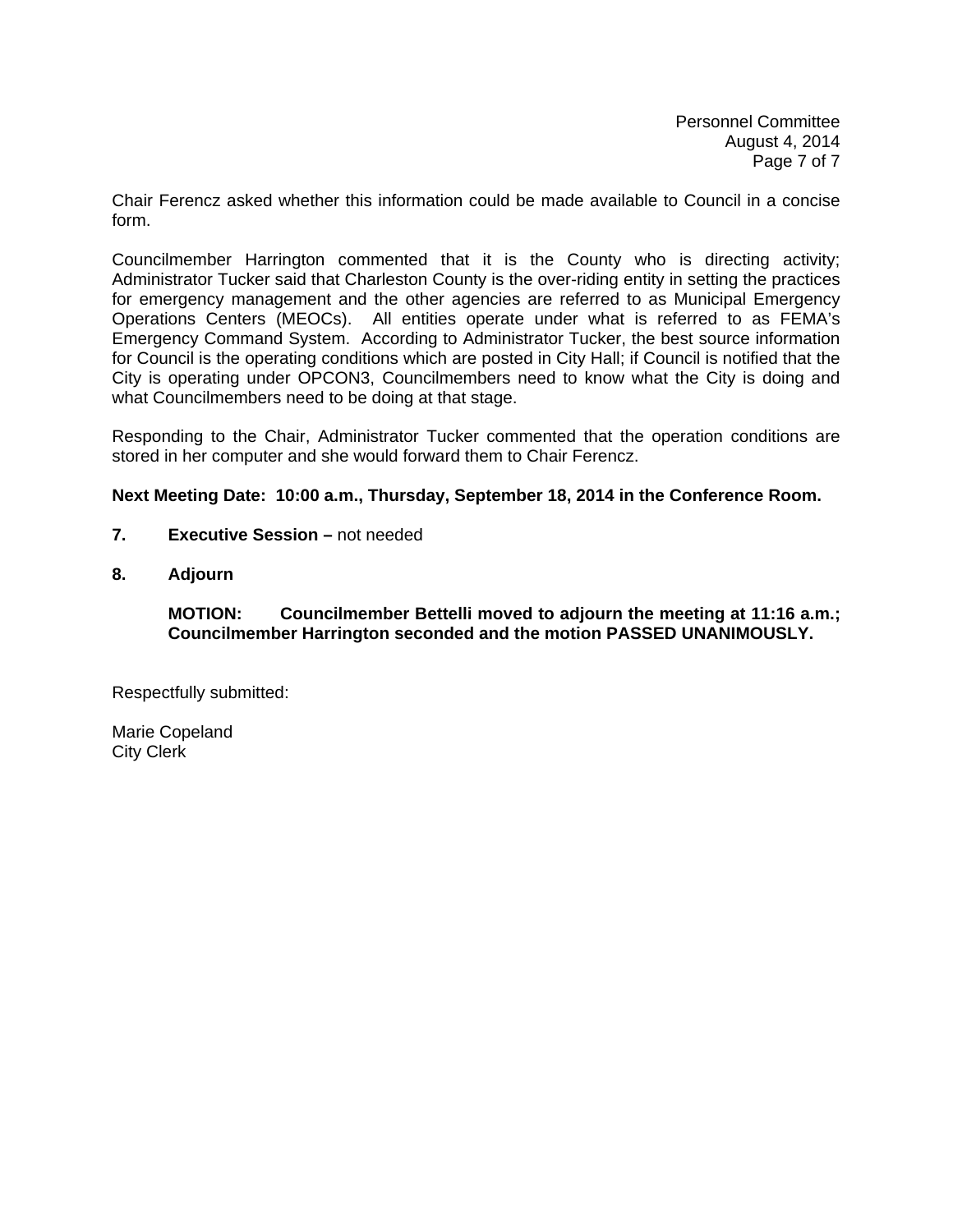Chair Ferencz asked whether this information could be made available to Council in a concise form.

Councilmember Harrington commented that it is the County who is directing activity; Administrator Tucker said that Charleston County is the over-riding entity in setting the practices for emergency management and the other agencies are referred to as Municipal Emergency Operations Centers (MEOCs). All entities operate under what is referred to as FEMA's Emergency Command System. According to Administrator Tucker, the best source information for Council is the operating conditions which are posted in City Hall; if Council is notified that the City is operating under OPCON3, Councilmembers need to know what the City is doing and what Councilmembers need to be doing at that stage.

Responding to the Chair, Administrator Tucker commented that the operation conditions are stored in her computer and she would forward them to Chair Ferencz.

**Next Meeting Date: 10:00 a.m., Thursday, September 18, 2014 in the Conference Room.**

**7. Executive Session –** not needed

**8. Adjourn**

**MOTION: Councilmember Bettelli moved to adjourn the meeting at 11:16 a.m.; Councilmember Harrington seconded and the motion PASSED UNANIMOUSLY.**

Respectfully submitted:

Marie Copeland
City Clerk